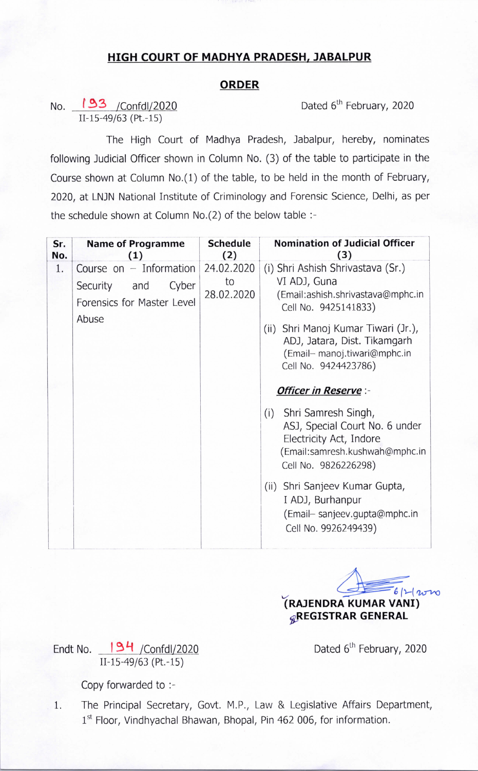## HIGH COURT OF MADHYA PRADESH, JABALPUR

## ORDER

No. 193 /Confdl/2020 
II-15-49/63 (Pt.-15)

Dated 6th February, 2020

The High Court of Madhya Pradesh, Jabalpur, hereby, nominates following Judicial Officer shown in Column No. (3) of the table to participate in the Course shown at Column No.(1) of the table, to be held in the month of February, 2020, at LNJN National Institute of Criminology and Forensic Science, Delhi, as per the schedule shown at Column No.(2) of the below table :-

| Sr. No. | Name of Programme (1) | Schedule (2) | Nomination of Judicial Officer (3) |
|---|---|---|---|
| 1. | Course on – Information Security and Cyber Forensics for Master Level Abuse | 24.02.2020 to 28.02.2020 | (i) Shri Ashish Shrivastava (Sr.) VI ADJ, Guna (Email:ashish.shrivastava@mphc.in Cell No. 9425141833)<br>(ii) Shri Manoj Kumar Tiwari (Jr.), ADJ, Jatara, Dist. Tikamgarh (Email– manoj.tiwari@mphc.in Cell No. 9424423786)<br>***Officer in Reserve*** :-<br>(i) Shri Samresh Singh, ASJ, Special Court No. 6 under Electricity Act, Indore (Email:samresh.kushwah@mphc.in Cell No. 9826226298)<br>(ii) Shri Sanjeev Kumar Gupta, I ADJ, Burhanpur (Email– sanjeev.gupta@mphc.in Cell No. 9926249439) |

6/2/2020

**(RAJENDRA KUMAR VANI)**
**REGISTRAR GENERAL**

Endt No. 194 /Confdl/2020 
II-15-49/63 (Pt.-15)

Dated 6th February, 2020

Copy forwarded to :-

1. The Principal Secretary, Govt. M.P., Law & Legislative Affairs Department, 1st Floor, Vindhyachal Bhawan, Bhopal, Pin 462 006, for information.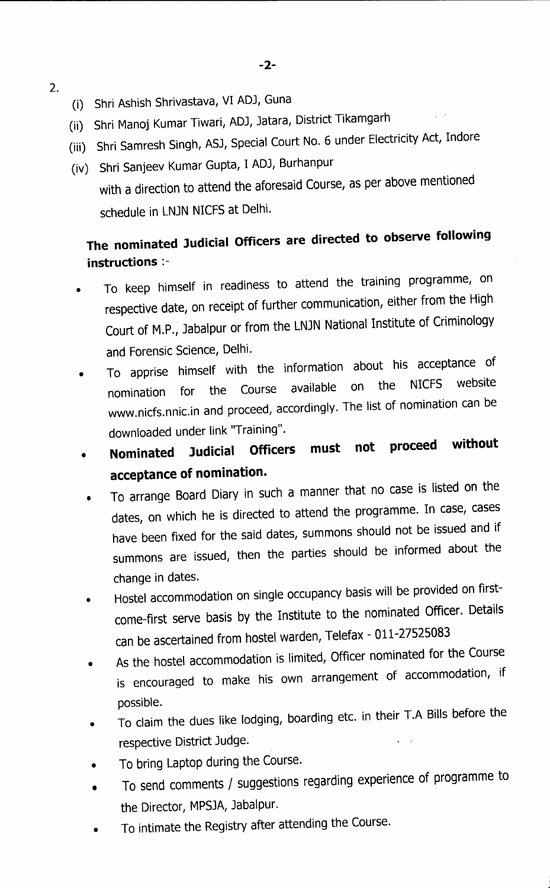2.

(i) Shri Ashish Shrivastava, VI ADJ, Guna

(ii) Shri Manoj Kumar Tiwari, ADJ, Jatara, District Tikamgarh

(iii) Shri Samresh Singh, ASJ, Special Court No. 6 under Electricity Act, Indore

(iv) Shri Sanjeev Kumar Gupta, I ADJ, Burhanpur

with a direction to attend the aforesaid Course, as per above mentioned schedule in LNJN NICFS at Delhi.

**The nominated Judicial Officers are directed to observe following instructions** :-

- To keep himself in readiness to attend the training programme, on respective date, on receipt of further communication, either from the High Court of M.P., Jabalpur or from the LNJN National Institute of Criminology and Forensic Science, Delhi.
- To apprise himself with the information about his acceptance of nomination for the Course available on the NICFS website www.nicfs.nnic.in and proceed, accordingly. The list of nomination can be downloaded under link "Training".
- **Nominated Judicial Officers must not proceed without acceptance of nomination.**
- To arrange Board Diary in such a manner that no case is listed on the dates, on which he is directed to attend the programme. In case, cases have been fixed for the said dates, summons should not be issued and if summons are issued, then the parties should be informed about the change in dates.
- Hostel accommodation on single occupancy basis will be provided on first-come-first serve basis by the Institute to the nominated Officer. Details can be ascertained from hostel warden, Telefax - 011-27525083
- As the hostel accommodation is limited, Officer nominated for the Course is encouraged to make his own arrangement of accommodation, if possible.
- To claim the dues like lodging, boarding etc. in their T.A Bills before the respective District Judge.
- To bring Laptop during the Course.
- To send comments / suggestions regarding experience of programme to the Director, MPSJA, Jabalpur.
- To intimate the Registry after attending the Course.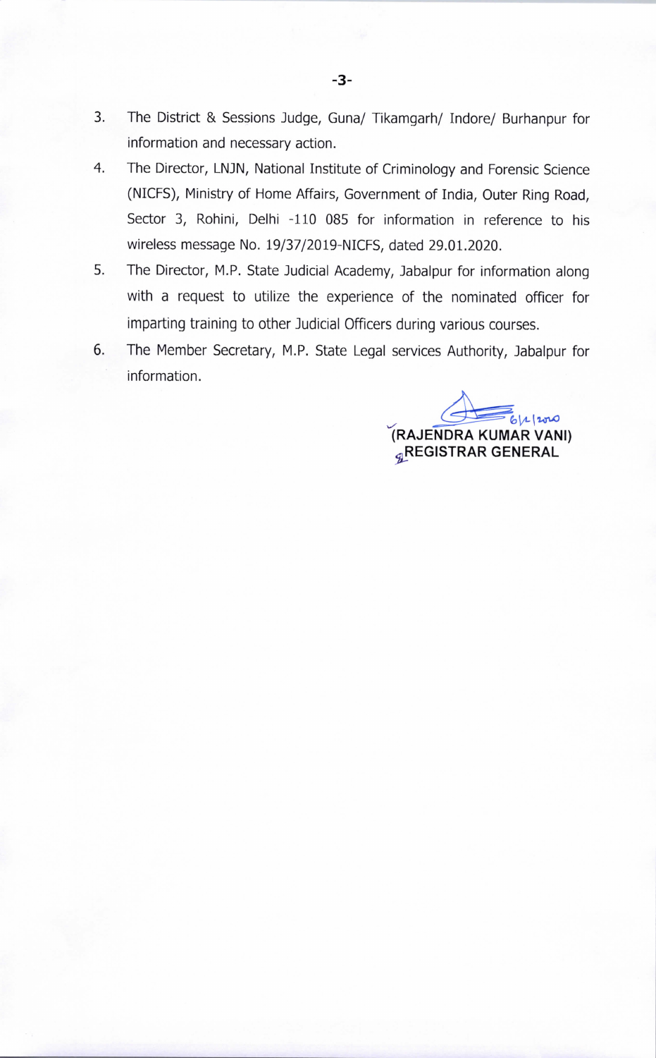3. The District & Sessions Judge, Guna/ Tikamgarh/ Indore/ Burhanpur for information and necessary action.
4. The Director, LNJN, National Institute of Criminology and Forensic Science (NICFS), Ministry of Home Affairs, Government of India, Outer Ring Road, Sector 3, Rohini, Delhi -110 085 for information in reference to his wireless message No. 19/37/2019-NICFS, dated 29.01.2020.
5. The Director, M.P. State Judicial Academy, Jabalpur for information along with a request to utilize the experience of the nominated officer for imparting training to other Judicial Officers during various courses.
6. The Member Secretary, M.P. State Legal services Authority, Jabalpur for information.

6/2/2020

**(RAJENDRA KUMAR VANI)**
**REGISTRAR GENERAL**